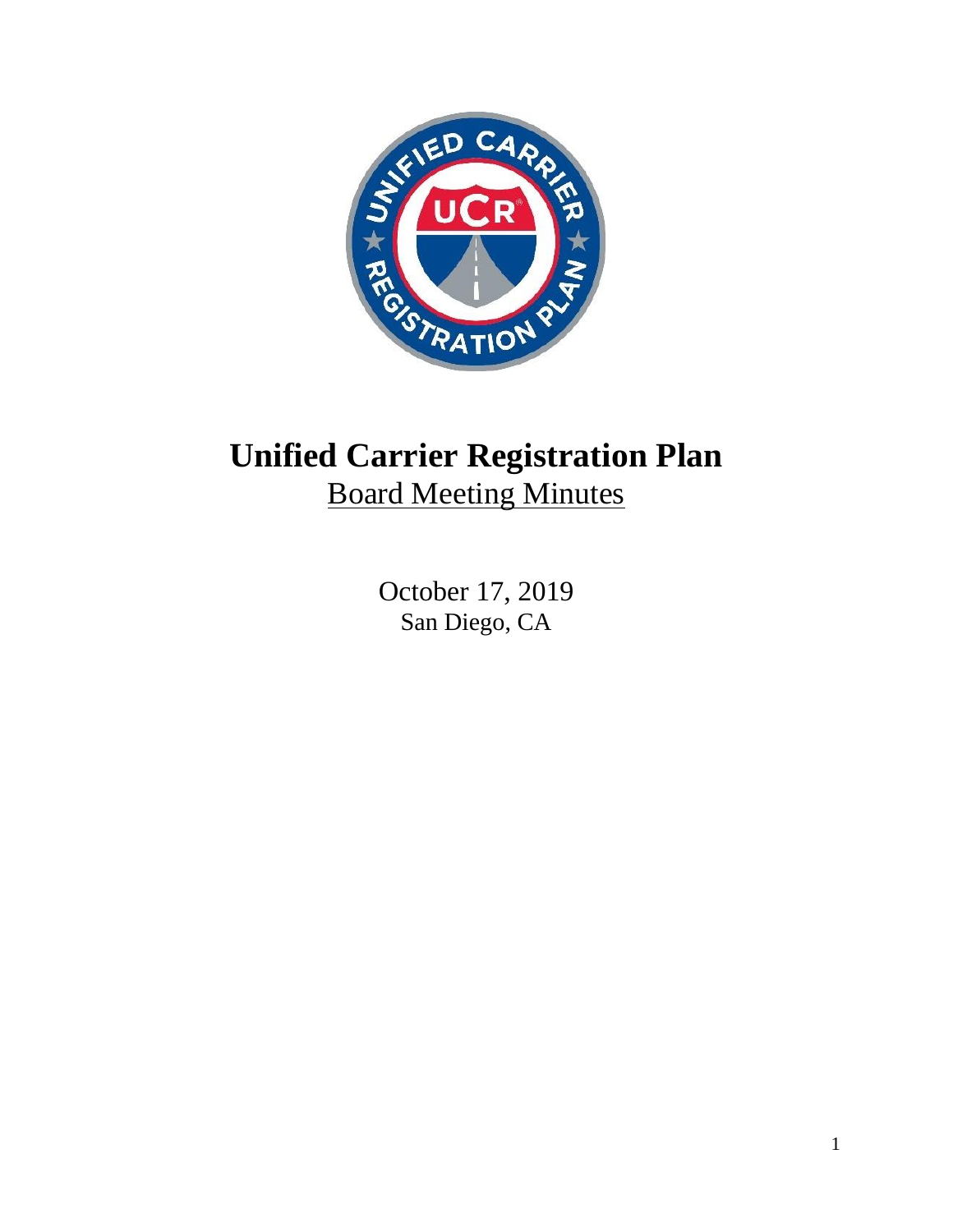# Unified Carrier Registration Plan

Board Meeting Minutes

October 17, 2019

San Diego, CA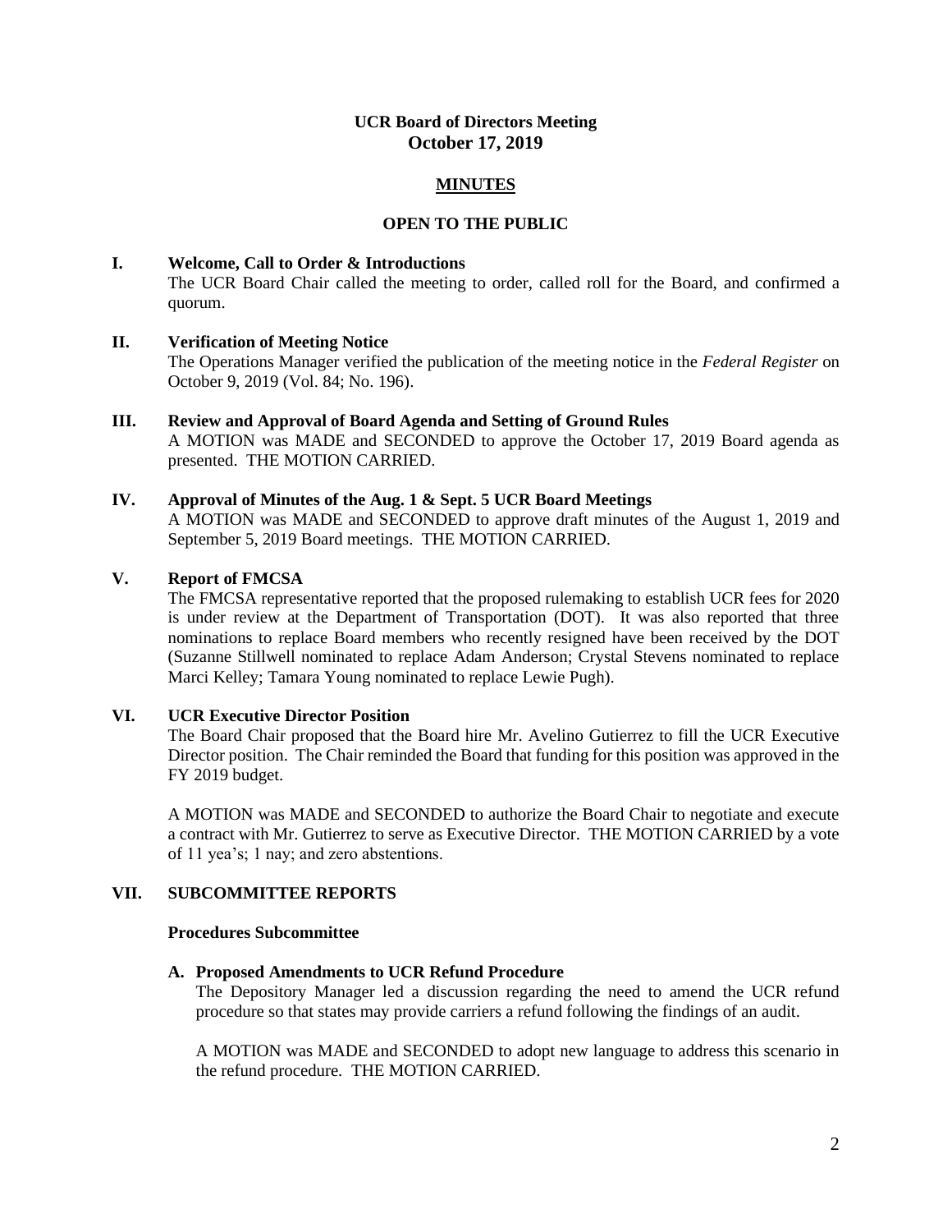**UCR Board of Directors Meeting**
**October 17, 2019**

**MINUTES**

**OPEN TO THE PUBLIC**

## I. Welcome, Call to Order & Introductions

The UCR Board Chair called the meeting to order, called roll for the Board, and confirmed a quorum.

## II. Verification of Meeting Notice

The Operations Manager verified the publication of the meeting notice in the *Federal Register* on October 9, 2019 (Vol. 84; No. 196).

## III. Review and Approval of Board Agenda and Setting of Ground Rules

A MOTION was MADE and SECONDED to approve the October 17, 2019 Board agenda as presented. THE MOTION CARRIED.

## IV. Approval of Minutes of the Aug. 1 & Sept. 5 UCR Board Meetings

A MOTION was MADE and SECONDED to approve draft minutes of the August 1, 2019 and September 5, 2019 Board meetings. THE MOTION CARRIED.

## V. Report of FMCSA

The FMCSA representative reported that the proposed rulemaking to establish UCR fees for 2020 is under review at the Department of Transportation (DOT). It was also reported that three nominations to replace Board members who recently resigned have been received by the DOT (Suzanne Stillwell nominated to replace Adam Anderson; Crystal Stevens nominated to replace Marci Kelley; Tamara Young nominated to replace Lewie Pugh).

## VI. UCR Executive Director Position

The Board Chair proposed that the Board hire Mr. Avelino Gutierrez to fill the UCR Executive Director position. The Chair reminded the Board that funding for this position was approved in the FY 2019 budget.

A MOTION was MADE and SECONDED to authorize the Board Chair to negotiate and execute a contract with Mr. Gutierrez to serve as Executive Director. THE MOTION CARRIED by a vote of 11 yea's; 1 nay; and zero abstentions.

## VII. SUBCOMMITTEE REPORTS

### Procedures Subcommittee

#### A. Proposed Amendments to UCR Refund Procedure

The Depository Manager led a discussion regarding the need to amend the UCR refund procedure so that states may provide carriers a refund following the findings of an audit.

A MOTION was MADE and SECONDED to adopt new language to address this scenario in the refund procedure. THE MOTION CARRIED.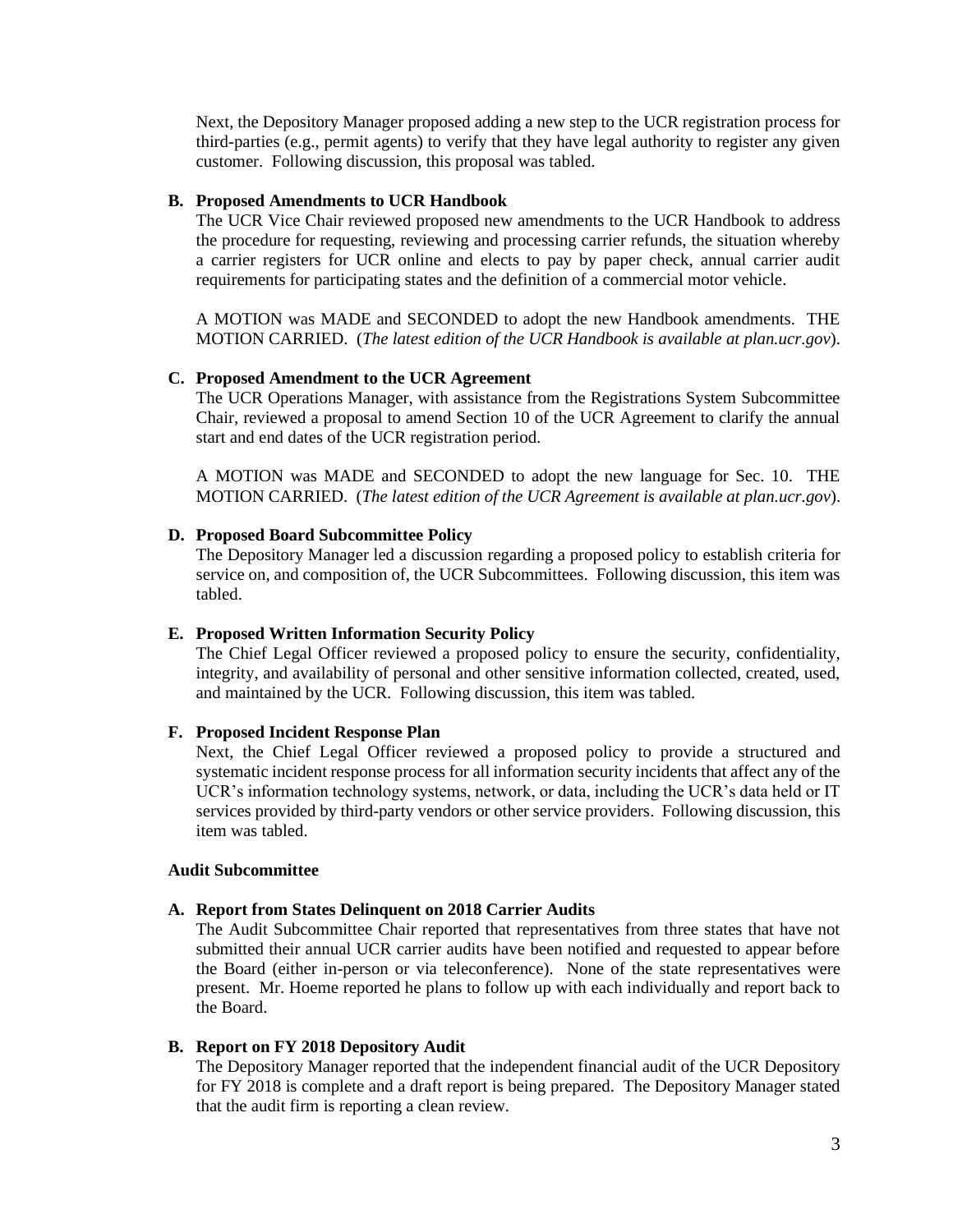Next, the Depository Manager proposed adding a new step to the UCR registration process for third-parties (e.g., permit agents) to verify that they have legal authority to register any given customer. Following discussion, this proposal was tabled.

**B. Proposed Amendments to UCR Handbook**

The UCR Vice Chair reviewed proposed new amendments to the UCR Handbook to address the procedure for requesting, reviewing and processing carrier refunds, the situation whereby a carrier registers for UCR online and elects to pay by paper check, annual carrier audit requirements for participating states and the definition of a commercial motor vehicle.

A MOTION was MADE and SECONDED to adopt the new Handbook amendments. THE MOTION CARRIED. (*The latest edition of the UCR Handbook is available at plan.ucr.gov*).

**C. Proposed Amendment to the UCR Agreement**

The UCR Operations Manager, with assistance from the Registrations System Subcommittee Chair, reviewed a proposal to amend Section 10 of the UCR Agreement to clarify the annual start and end dates of the UCR registration period.

A MOTION was MADE and SECONDED to adopt the new language for Sec. 10. THE MOTION CARRIED. (*The latest edition of the UCR Agreement is available at plan.ucr.gov*).

**D. Proposed Board Subcommittee Policy**

The Depository Manager led a discussion regarding a proposed policy to establish criteria for service on, and composition of, the UCR Subcommittees. Following discussion, this item was tabled.

**E. Proposed Written Information Security Policy**

The Chief Legal Officer reviewed a proposed policy to ensure the security, confidentiality, integrity, and availability of personal and other sensitive information collected, created, used, and maintained by the UCR. Following discussion, this item was tabled.

**F. Proposed Incident Response Plan**

Next, the Chief Legal Officer reviewed a proposed policy to provide a structured and systematic incident response process for all information security incidents that affect any of the UCR's information technology systems, network, or data, including the UCR's data held or IT services provided by third-party vendors or other service providers. Following discussion, this item was tabled.

**Audit Subcommittee**

**A. Report from States Delinquent on 2018 Carrier Audits**

The Audit Subcommittee Chair reported that representatives from three states that have not submitted their annual UCR carrier audits have been notified and requested to appear before the Board (either in-person or via teleconference). None of the state representatives were present. Mr. Hoeme reported he plans to follow up with each individually and report back to the Board.

**B. Report on FY 2018 Depository Audit**

The Depository Manager reported that the independent financial audit of the UCR Depository for FY 2018 is complete and a draft report is being prepared. The Depository Manager stated that the audit firm is reporting a clean review.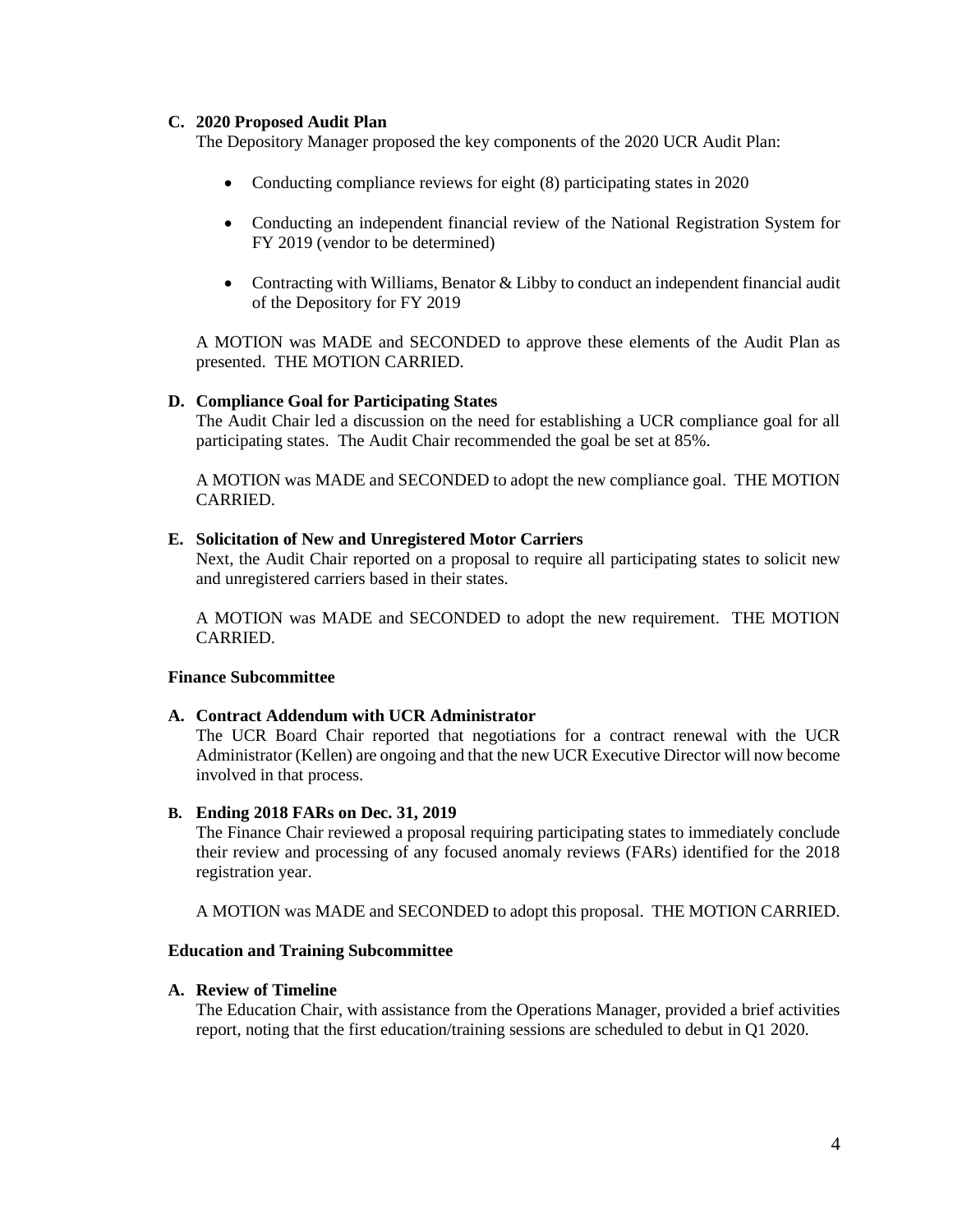**C. 2020 Proposed Audit Plan**

The Depository Manager proposed the key components of the 2020 UCR Audit Plan:

- Conducting compliance reviews for eight (8) participating states in 2020
- Conducting an independent financial review of the National Registration System for FY 2019 (vendor to be determined)
- Contracting with Williams, Benator & Libby to conduct an independent financial audit of the Depository for FY 2019

A MOTION was MADE and SECONDED to approve these elements of the Audit Plan as presented. THE MOTION CARRIED.

**D. Compliance Goal for Participating States**

The Audit Chair led a discussion on the need for establishing a UCR compliance goal for all participating states. The Audit Chair recommended the goal be set at 85%.

A MOTION was MADE and SECONDED to adopt the new compliance goal. THE MOTION CARRIED.

**E. Solicitation of New and Unregistered Motor Carriers**

Next, the Audit Chair reported on a proposal to require all participating states to solicit new and unregistered carriers based in their states.

A MOTION was MADE and SECONDED to adopt the new requirement. THE MOTION CARRIED.

**Finance Subcommittee**

**A. Contract Addendum with UCR Administrator**

The UCR Board Chair reported that negotiations for a contract renewal with the UCR Administrator (Kellen) are ongoing and that the new UCR Executive Director will now become involved in that process.

**B. Ending 2018 FARs on Dec. 31, 2019**

The Finance Chair reviewed a proposal requiring participating states to immediately conclude their review and processing of any focused anomaly reviews (FARs) identified for the 2018 registration year.

A MOTION was MADE and SECONDED to adopt this proposal. THE MOTION CARRIED.

**Education and Training Subcommittee**

**A. Review of Timeline**

The Education Chair, with assistance from the Operations Manager, provided a brief activities report, noting that the first education/training sessions are scheduled to debut in Q1 2020.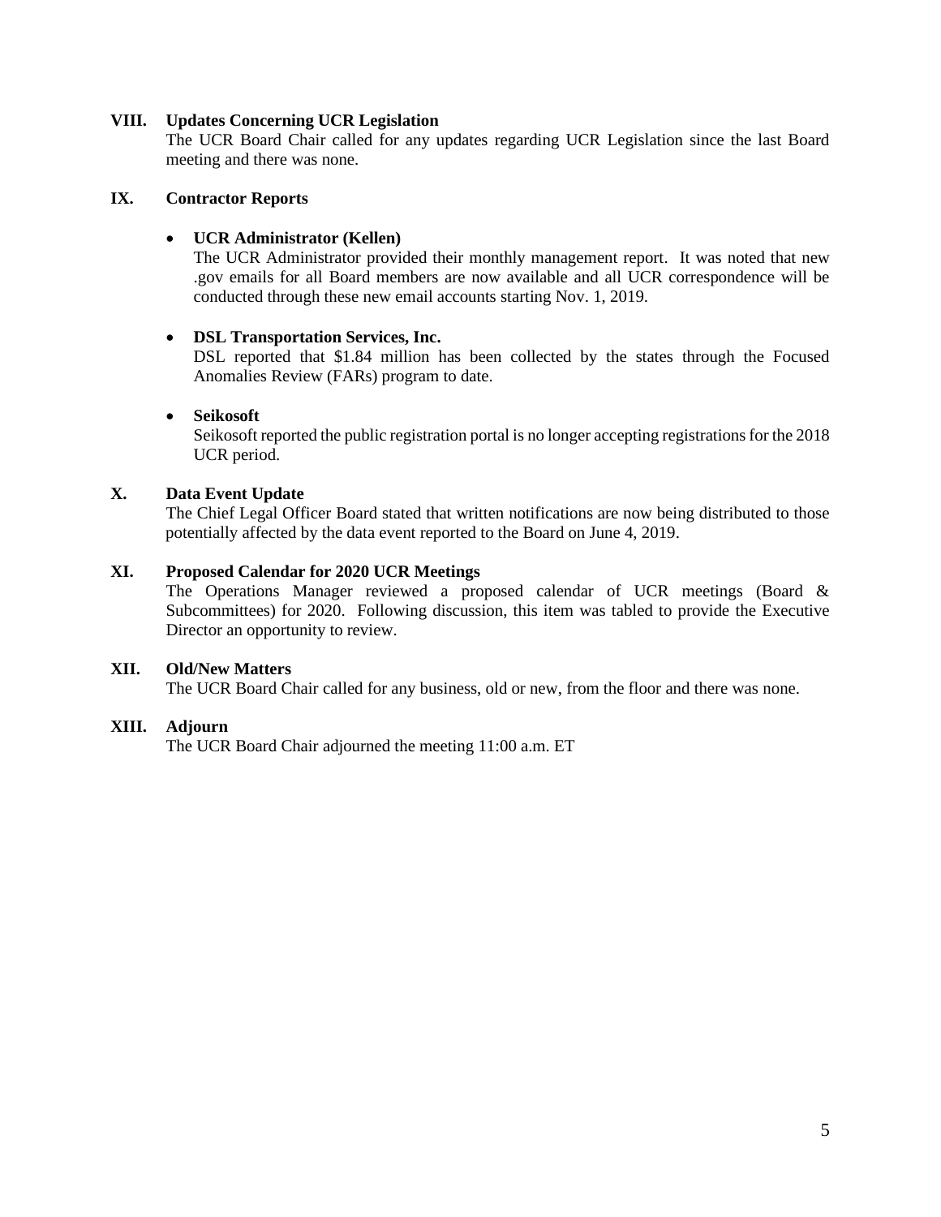## VIII. Updates Concerning UCR Legislation

The UCR Board Chair called for any updates regarding UCR Legislation since the last Board meeting and there was none.

## IX. Contractor Reports

- **UCR Administrator (Kellen)**
  The UCR Administrator provided their monthly management report. It was noted that new .gov emails for all Board members are now available and all UCR correspondence will be conducted through these new email accounts starting Nov. 1, 2019.

- **DSL Transportation Services, Inc.**
  DSL reported that $1.84 million has been collected by the states through the Focused Anomalies Review (FARs) program to date.

- **Seikosoft**
  Seikosoft reported the public registration portal is no longer accepting registrations for the 2018 UCR period.

## X. Data Event Update

The Chief Legal Officer Board stated that written notifications are now being distributed to those potentially affected by the data event reported to the Board on June 4, 2019.

## XI. Proposed Calendar for 2020 UCR Meetings

The Operations Manager reviewed a proposed calendar of UCR meetings (Board & Subcommittees) for 2020. Following discussion, this item was tabled to provide the Executive Director an opportunity to review.

## XII. Old/New Matters

The UCR Board Chair called for any business, old or new, from the floor and there was none.

## XIII. Adjourn

The UCR Board Chair adjourned the meeting 11:00 a.m. ET